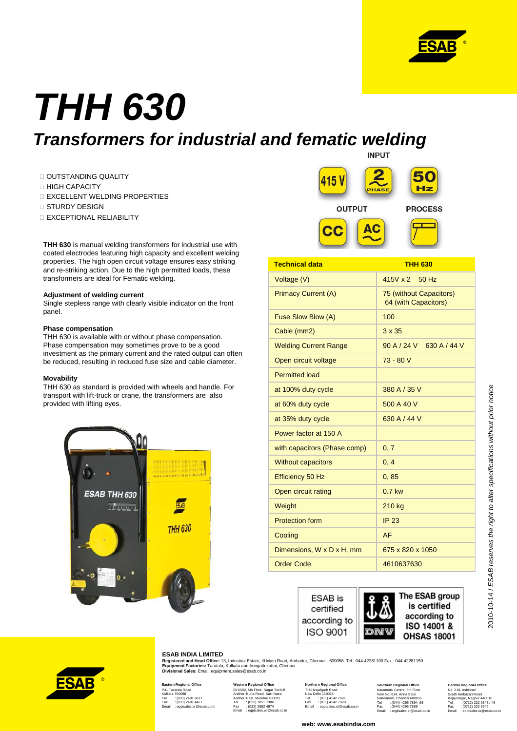# THH 630

## Transformers for industrial and fematic welding

- OUTSTANDING QUALITY
- HIGH CAPACITY
- EXCELLENT WELDING PROPERTIES
- STURDY DESIGN
- EXCEPTIONAL RELIABILITY

**THH 630** is manual welding transformers for industrial use with coated electrodes featuring high capacity and excellent welding properties. The high open circuit voltage ensures easy striking and re-striking action. Due to the high permitted loads, these transformers are ideal for Fematic welding.

**Adjustment of welding current**
Single stepless range with clearly visible indicator on the front panel.

**Phase compensation**
THH 630 is available with or without phase compensation. Phase compensation may sometimes prove to be a good investment as the primary current and the rated output can often be reduced, resulting in reduced fuse size and cable diameter.

**Movability**
THH 630 as standard is provided with wheels and handle. For transport with lift-truck or crane, the transformers are also provided with lifting eyes.

INPUT: 415 V, 2 PHASE, 50 Hz

OUTPUT: CC, AC

PROCESS

| Technical data | THH 630 |
|---|---|
| Voltage (V) | 415V x 2 50 Hz |
| Primacy Current (A) | 75 (without Capacitors) 64 (with Capacitors) |
| Fuse Slow Blow (A) | 100 |
| Cable (mm2) | 3 x 35 |
| Welding Current Range | 90 A / 24 V 630 A / 44 V |
| Open circuit voltage | 73 - 80 V |
| Permitted load | |
| at 100% duty cycle | 380 A / 35 V |
| at 60% duty cycle | 500 A 40 V |
| at 35% duty cycle | 630 A / 44 V |
| Power factor at 150 A | |
| with capacitors (Phase comp) | 0, 7 |
| Without capacitors | 0, 4 |
| Efficiency 50 Hz | 0, 85 |
| Open circuit rating | 0.7 kw |
| Weight | 210 kg |
| Protection form | IP 23 |
| Cooling | AF |
| Dimensions, W x D x H, mm | 675 x 820 x 1050 |
| Order Code | 4610637630 |

ESAB is certified according to ISO 9001

The ESAB group is certified according to ISO 14001 & OHSAS 18001

*2010-10-14 / ESAB reserves the right to alter specifications without prior notice*

**ESAB INDIA LIMITED**
**Registered and Head Office:** 13, Industrial Estate, III Main Road, Ambattur, Chennai - 600058. Tel : 044-42281100 Fax : 044-42281150
**Equipment Factories:** Taratala, Kolkata and Irungattukottai, Chennai
**Divisional Sales:** Email: equipment.sales@esab.co.in

**Eastern Regional Office**
P41 Taratala Road
Kolkata 700088
Tel : (033) 2401 9671
Fax : (033) 2401 4427
Email : eqptsales.er@esab.co.in

**Western Regional Office**
501/502, 5th Floor, Sagar Tech-B
Andheri Kurla Road, Saki Naka
Andheri East, Mumbai 400072
Tel : (022) 2851 7386
Fax : (022) 2852 4974
Email : eqptsales.wr@esab.co.in

**Northern Regional Office**
71/1 Najafgarh Road
New Delhi 110015
Tel : (011) 4142 7091
Fax : (011) 4142 7099
Email : eqptsales.nr@esab.co.in

**Southern Regional Office**
Karamuttu Centre, 6th Floor
New No. 634, Anna Salai
Nandanam, Chennai 600035
Tel : (044) 4295 7894 95
Fax : (044) 4295 7889
Email : eqptsales.sr@esab.co.in

**Central Regional Office**
No. 218, Ashirvad
South Ambazari Road
Bajaj Nagar, Nagpur 440010
Tel : (0712) 222 9547 / 48
Fax : (0712) 222 9549
Email : eqptsales.cr@esab.co.in

**web: www.esabindia.com**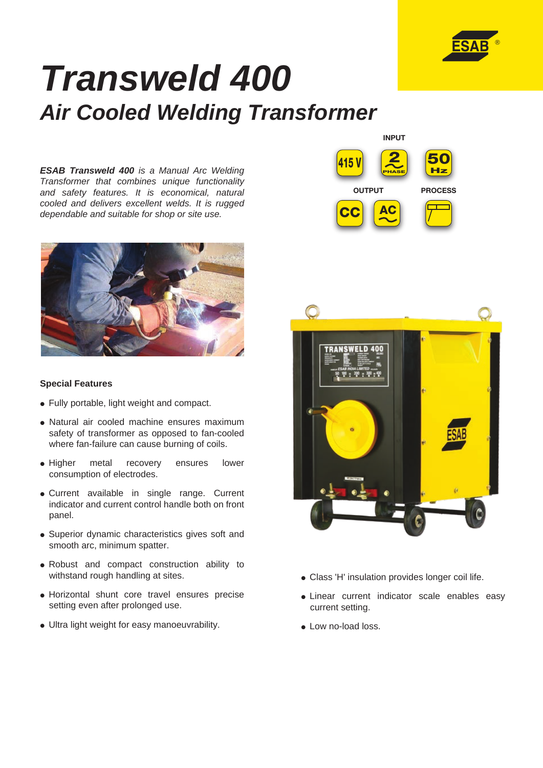# Transweld 400

## Air Cooled Welding Transformer

*__ESAB Transweld 400__ is a Manual Arc Welding Transformer that combines unique functionality and safety features. It is economical, natural cooled and delivers excellent welds. It is rugged dependable and suitable for shop or site use.*

**INPUT**

415 V | 2 PHASE | 50 Hz

**OUTPUT**

CC | AC

**PROCESS**

### Special Features

- Fully portable, light weight and compact.
- Natural air cooled machine ensures maximum safety of transformer as opposed to fan-cooled where fan-failure can cause burning of coils.
- Higher metal recovery ensures lower consumption of electrodes.
- Current available in single range. Current indicator and current control handle both on front panel.
- Superior dynamic characteristics gives soft and smooth arc, minimum spatter.
- Robust and compact construction ability to withstand rough handling at sites.
- Horizontal shunt core travel ensures precise setting even after prolonged use.
- Ultra light weight for easy manoeuvrability.
- Class 'H' insulation provides longer coil life.
- Linear current indicator scale enables easy current setting.
- Low no-load loss.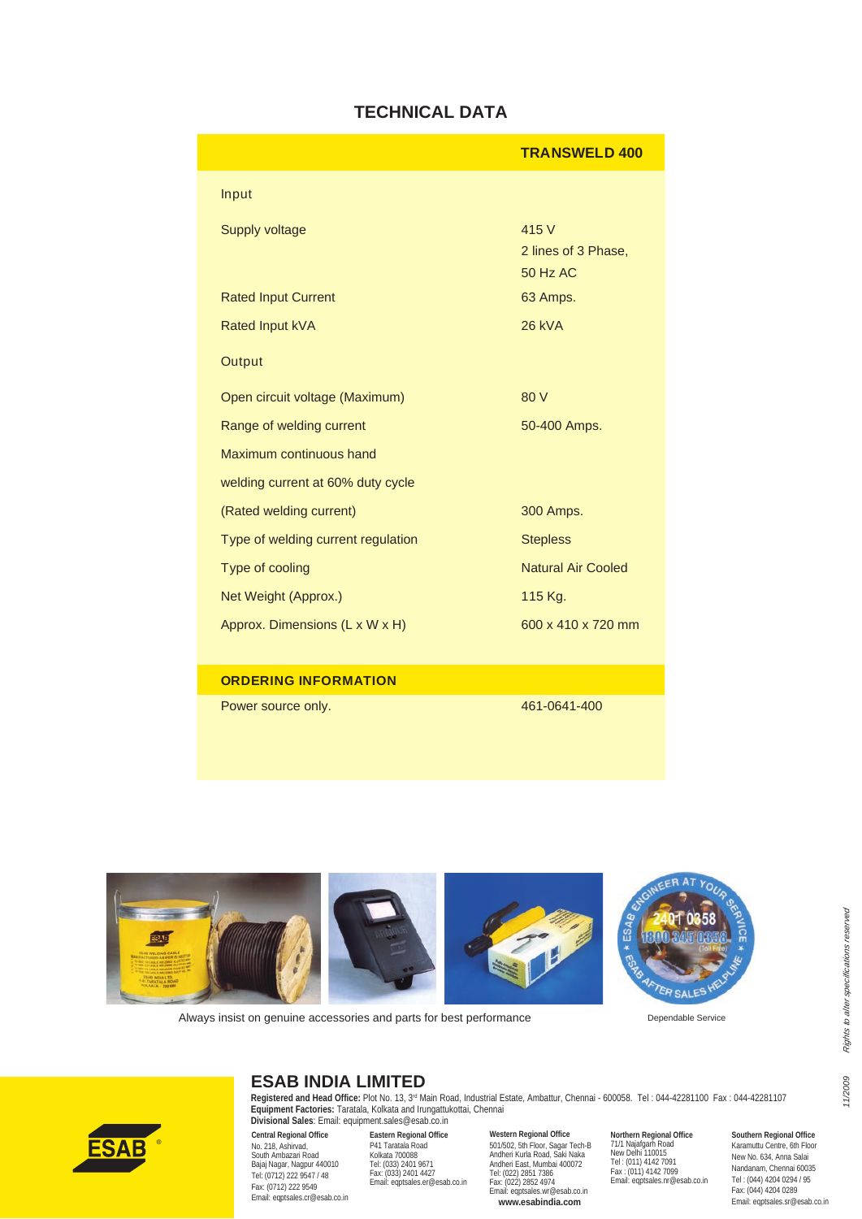## TECHNICAL DATA

| | TRANSWELD 400 |
|---|---|
| Input | |
| Supply voltage | 415 V<br>2 lines of 3 Phase,<br>50 Hz AC |
| Rated Input Current | 63 Amps. |
| Rated Input kVA | 26 kVA |
| Output | |
| Open circuit voltage (Maximum) | 80 V |
| Range of welding current | 50-400 Amps. |
| Maximum continuous hand welding current at 60% duty cycle (Rated welding current) | 300 Amps. |
| Type of welding current regulation | Stepless |
| Type of cooling | Natural Air Cooled |
| Net Weight (Approx.) | 115 Kg. |
| Approx. Dimensions (L x W x H) | 600 x 410 x 720 mm |

| ORDERING INFORMATION | |
|---|---|
| Power source only. | 461-0641-400 |

Always insist on genuine accessories and parts for best performance

Dependable Service

*Rights to alter specifications reserved*

*11/2009*

## ESAB INDIA LIMITED

**Registered and Head Office:** Plot No. 13, 3rd Main Road, Industrial Estate, Ambattur, Chennai - 600058. Tel : 044-42281100 Fax : 044-42281107
**Equipment Factories:** Taratala, Kolkata and Irungattukottai, Chennai
**Divisional Sales**: Email: equipment.sales@esab.co.in

**Central Regional Office**
No. 218, Ashirvad,
South Ambazari Road
Bajaj Nagar, Nagpur 440010
Tel: (0712) 222 9547 / 48
Fax: (0712) 222 9549
Email: eqptsales.cr@esab.co.in

**Eastern Regional Office**
P41 Taratala Road
Kolkata 700088
Tel: (033) 2401 9671
Fax: (033) 2401 4427
Email: eqptsales.er@esab.co.in

**Western Regional Office**
501/502, 5th Floor, Sagar Tech-B
Andheri Kurla Road, Saki Naka
Andheri East, Mumbai 400072
Tel: (022) 2851 7386
Fax: (022) 2852 4974
Email: eqptsales.wr@esab.co.in

**Northern Regional Office**
71/1 Najafgarh Road
New Delhi 110015
Tel : (011) 4142 7091
Fax : (011) 4142 7099
Email: eqptsales.nr@esab.co.in

**Southern Regional Office**
Karamuttu Centre, 6th Floor
New No. 634, Anna Salai
Nandanam, Chennai 60035
Tel : (044) 4204 0294 / 95
Fax: (044) 4204 0289
Email: eqptsales.sr@esab.co.in

**www.esabindia.com**